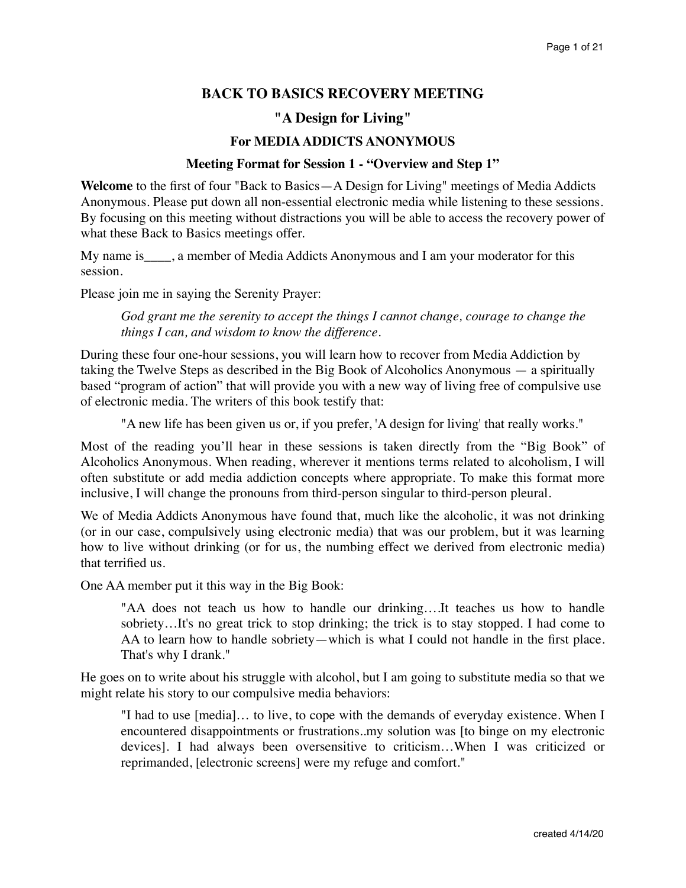# BACK TO BASICS RECOVERY MEETING

## "A Design for Living"

## For MEDIA ADDICTS ANONYMOUS

### Meeting Format for Session 1 - "Overview and Step 1"

**Welcome** to the first of four "Back to Basics—A Design for Living" meetings of Media Addicts Anonymous. Please put down all non-essential electronic media while listening to these sessions. By focusing on this meeting without distractions you will be able to access the recovery power of what these Back to Basics meetings offer.

My name is____, a member of Media Addicts Anonymous and I am your moderator for this session.

Please join me in saying the Serenity Prayer:

> *God grant me the serenity to accept the things I cannot change, courage to change the things I can, and wisdom to know the difference.*

During these four one-hour sessions, you will learn how to recover from Media Addiction by taking the Twelve Steps as described in the Big Book of Alcoholics Anonymous — a spiritually based "program of action" that will provide you with a new way of living free of compulsive use of electronic media. The writers of this book testify that:

> "A new life has been given us or, if you prefer, 'A design for living' that really works."

Most of the reading you'll hear in these sessions is taken directly from the "Big Book" of Alcoholics Anonymous. When reading, wherever it mentions terms related to alcoholism, I will often substitute or add media addiction concepts where appropriate. To make this format more inclusive, I will change the pronouns from third-person singular to third-person pleural.

We of Media Addicts Anonymous have found that, much like the alcoholic, it was not drinking (or in our case, compulsively using electronic media) that was our problem, but it was learning how to live without drinking (or for us, the numbing effect we derived from electronic media) that terrified us.

One AA member put it this way in the Big Book:

> "AA does not teach us how to handle our drinking….It teaches us how to handle sobriety…It's no great trick to stop drinking; the trick is to stay stopped. I had come to AA to learn how to handle sobriety—which is what I could not handle in the first place. That's why I drank."

He goes on to write about his struggle with alcohol, but I am going to substitute media so that we might relate his story to our compulsive media behaviors:

> "I had to use [media]… to live, to cope with the demands of everyday existence. When I encountered disappointments or frustrations..my solution was [to binge on my electronic devices]. I had always been oversensitive to criticism…When I was criticized or reprimanded, [electronic screens] were my refuge and comfort."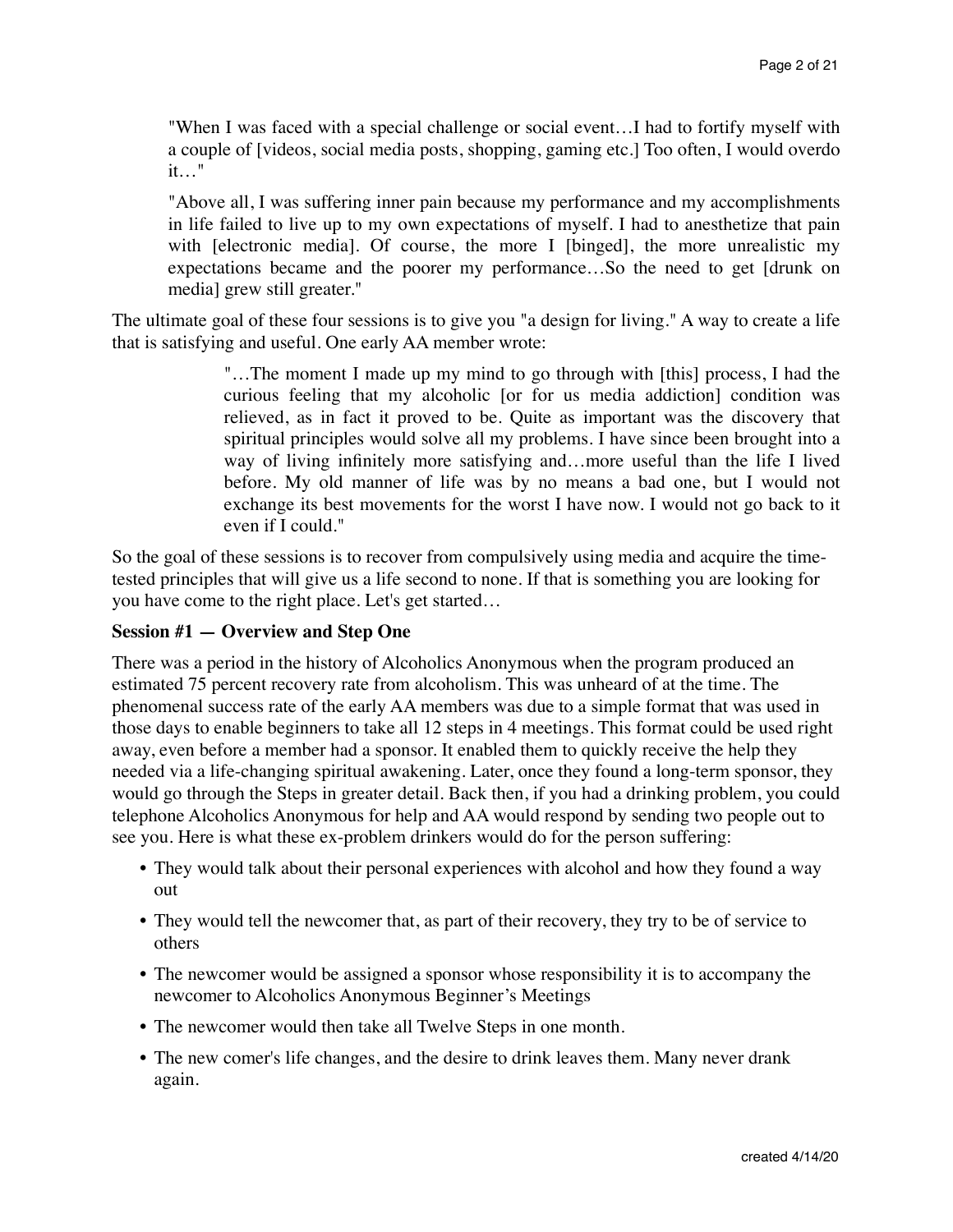> "When I was faced with a special challenge or social event…I had to fortify myself with a couple of [videos, social media posts, shopping, gaming etc.] Too often, I would overdo it…"

> "Above all, I was suffering inner pain because my performance and my accomplishments in life failed to live up to my own expectations of myself. I had to anesthetize that pain with [electronic media]. Of course, the more I [binged], the more unrealistic my expectations became and the poorer my performance…So the need to get [drunk on media] grew still greater."

The ultimate goal of these four sessions is to give you "a design for living." A way to create a life that is satisfying and useful. One early AA member wrote:

> "…The moment I made up my mind to go through with [this] process, I had the curious feeling that my alcoholic [or for us media addiction] condition was relieved, as in fact it proved to be. Quite as important was the discovery that spiritual principles would solve all my problems. I have since been brought into a way of living infinitely more satisfying and…more useful than the life I lived before. My old manner of life was by no means a bad one, but I would not exchange its best movements for the worst I have now. I would not go back to it even if I could."

So the goal of these sessions is to recover from compulsively using media and acquire the time-tested principles that will give us a life second to none. If that is something you are looking for you have come to the right place. Let's get started…

**Session #1 — Overview and Step One**

There was a period in the history of Alcoholics Anonymous when the program produced an estimated 75 percent recovery rate from alcoholism. This was unheard of at the time. The phenomenal success rate of the early AA members was due to a simple format that was used in those days to enable beginners to take all 12 steps in 4 meetings. This format could be used right away, even before a member had a sponsor. It enabled them to quickly receive the help they needed via a life-changing spiritual awakening. Later, once they found a long-term sponsor, they would go through the Steps in greater detail. Back then, if you had a drinking problem, you could telephone Alcoholics Anonymous for help and AA would respond by sending two people out to see you. Here is what these ex-problem drinkers would do for the person suffering:

- They would talk about their personal experiences with alcohol and how they found a way out
- They would tell the newcomer that, as part of their recovery, they try to be of service to others
- The newcomer would be assigned a sponsor whose responsibility it is to accompany the newcomer to Alcoholics Anonymous Beginner's Meetings
- The newcomer would then take all Twelve Steps in one month.
- The new comer's life changes, and the desire to drink leaves them. Many never drank again.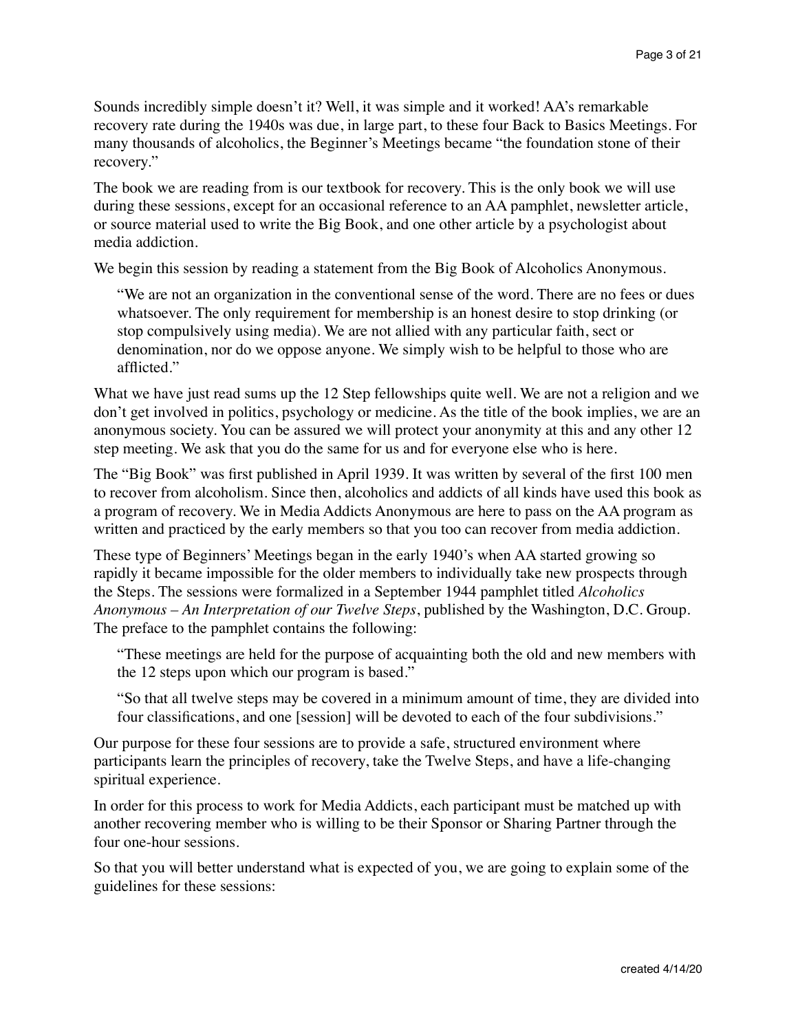Sounds incredibly simple doesn't it? Well, it was simple and it worked! AA's remarkable recovery rate during the 1940s was due, in large part, to these four Back to Basics Meetings. For many thousands of alcoholics, the Beginner's Meetings became "the foundation stone of their recovery."

The book we are reading from is our textbook for recovery. This is the only book we will use during these sessions, except for an occasional reference to an AA pamphlet, newsletter article, or source material used to write the Big Book, and one other article by a psychologist about media addiction.

We begin this session by reading a statement from the Big Book of Alcoholics Anonymous.

> "We are not an organization in the conventional sense of the word. There are no fees or dues whatsoever. The only requirement for membership is an honest desire to stop drinking (or stop compulsively using media). We are not allied with any particular faith, sect or denomination, nor do we oppose anyone. We simply wish to be helpful to those who are afflicted."

What we have just read sums up the 12 Step fellowships quite well. We are not a religion and we don't get involved in politics, psychology or medicine. As the title of the book implies, we are an anonymous society. You can be assured we will protect your anonymity at this and any other 12 step meeting. We ask that you do the same for us and for everyone else who is here.

The "Big Book" was first published in April 1939. It was written by several of the first 100 men to recover from alcoholism. Since then, alcoholics and addicts of all kinds have used this book as a program of recovery. We in Media Addicts Anonymous are here to pass on the AA program as written and practiced by the early members so that you too can recover from media addiction.

These type of Beginners' Meetings began in the early 1940's when AA started growing so rapidly it became impossible for the older members to individually take new prospects through the Steps. The sessions were formalized in a September 1944 pamphlet titled *Alcoholics Anonymous – An Interpretation of our Twelve Steps*, published by the Washington, D.C. Group. The preface to the pamphlet contains the following:

> "These meetings are held for the purpose of acquainting both the old and new members with the 12 steps upon which our program is based."
>
> "So that all twelve steps may be covered in a minimum amount of time, they are divided into four classifications, and one [session] will be devoted to each of the four subdivisions."

Our purpose for these four sessions are to provide a safe, structured environment where participants learn the principles of recovery, take the Twelve Steps, and have a life-changing spiritual experience.

In order for this process to work for Media Addicts, each participant must be matched up with another recovering member who is willing to be their Sponsor or Sharing Partner through the four one-hour sessions.

So that you will better understand what is expected of you, we are going to explain some of the guidelines for these sessions: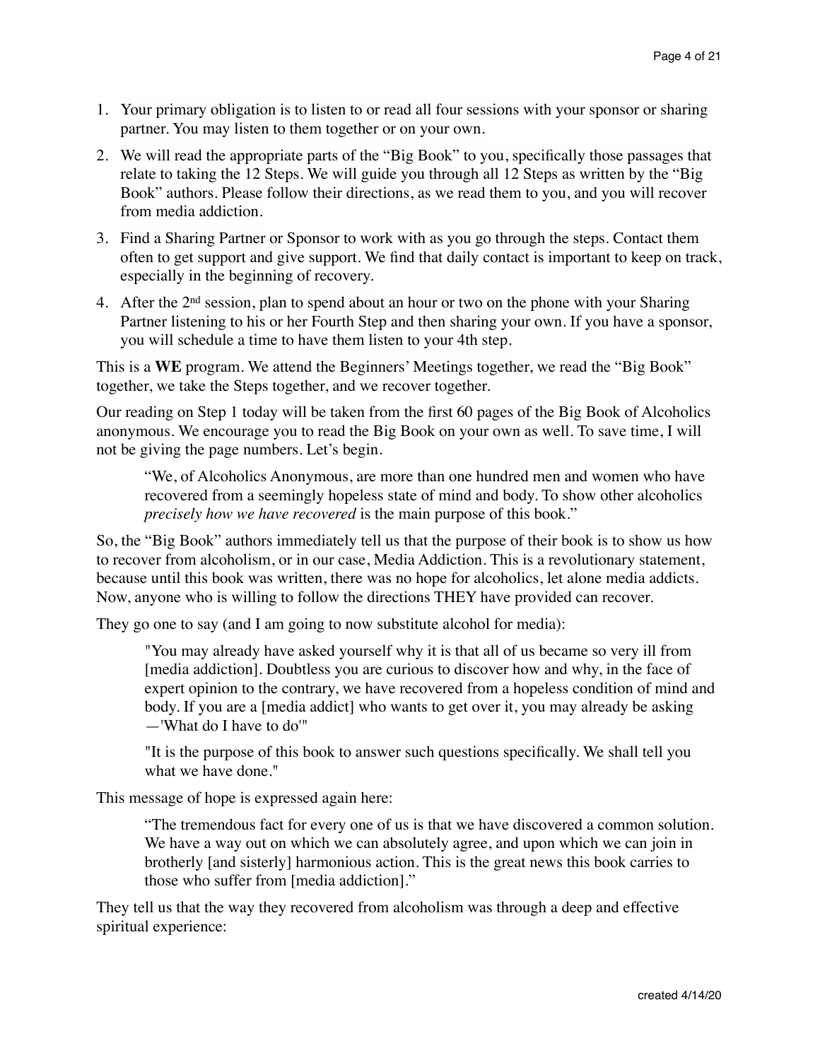1. Your primary obligation is to listen to or read all four sessions with your sponsor or sharing partner. You may listen to them together or on your own.
2. We will read the appropriate parts of the "Big Book" to you, specifically those passages that relate to taking the 12 Steps. We will guide you through all 12 Steps as written by the "Big Book" authors. Please follow their directions, as we read them to you, and you will recover from media addiction.
3. Find a Sharing Partner or Sponsor to work with as you go through the steps. Contact them often to get support and give support. We find that daily contact is important to keep on track, especially in the beginning of recovery.
4. After the 2nd session, plan to spend about an hour or two on the phone with your Sharing Partner listening to his or her Fourth Step and then sharing your own. If you have a sponsor, you will schedule a time to have them listen to your 4th step.

This is a **WE** program. We attend the Beginners' Meetings together, we read the "Big Book" together, we take the Steps together, and we recover together.

Our reading on Step 1 today will be taken from the first 60 pages of the Big Book of Alcoholics anonymous. We encourage you to read the Big Book on your own as well. To save time, I will not be giving the page numbers. Let's begin.

> "We, of Alcoholics Anonymous, are more than one hundred men and women who have recovered from a seemingly hopeless state of mind and body. To show other alcoholics *precisely how we have recovered* is the main purpose of this book."

So, the "Big Book" authors immediately tell us that the purpose of their book is to show us how to recover from alcoholism, or in our case, Media Addiction. This is a revolutionary statement, because until this book was written, there was no hope for alcoholics, let alone media addicts. Now, anyone who is willing to follow the directions THEY have provided can recover.

They go one to say (and I am going to now substitute alcohol for media):

> "You may already have asked yourself why it is that all of us became so very ill from [media addiction]. Doubtless you are curious to discover how and why, in the face of expert opinion to the contrary, we have recovered from a hopeless condition of mind and body. If you are a [media addict] who wants to get over it, you may already be asking —'What do I have to do'"
>
> "It is the purpose of this book to answer such questions specifically. We shall tell you what we have done."

This message of hope is expressed again here:

> "The tremendous fact for every one of us is that we have discovered a common solution. We have a way out on which we can absolutely agree, and upon which we can join in brotherly [and sisterly] harmonious action. This is the great news this book carries to those who suffer from [media addiction]."

They tell us that the way they recovered from alcoholism was through a deep and effective spiritual experience: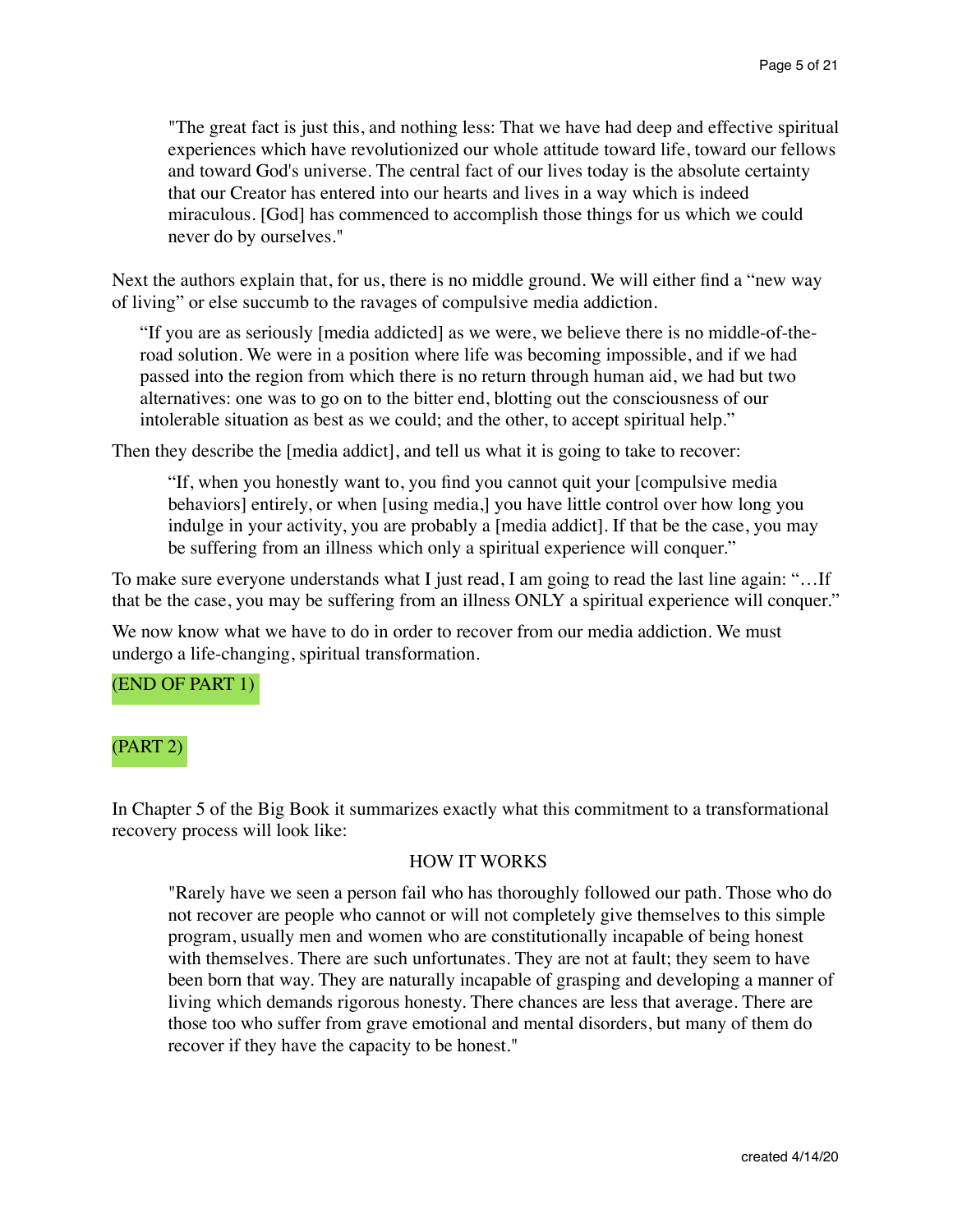> "The great fact is just this, and nothing less: That we have had deep and effective spiritual experiences which have revolutionized our whole attitude toward life, toward our fellows and toward God's universe. The central fact of our lives today is the absolute certainty that our Creator has entered into our hearts and lives in a way which is indeed miraculous. [God] has commenced to accomplish those things for us which we could never do by ourselves."

Next the authors explain that, for us, there is no middle ground. We will either find a "new way of living" or else succumb to the ravages of compulsive media addiction.

> "If you are as seriously [media addicted] as we were, we believe there is no middle-of-the-road solution. We were in a position where life was becoming impossible, and if we had passed into the region from which there is no return through human aid, we had but two alternatives: one was to go on to the bitter end, blotting out the consciousness of our intolerable situation as best as we could; and the other, to accept spiritual help."

Then they describe the [media addict], and tell us what it is going to take to recover:

> "If, when you honestly want to, you find you cannot quit your [compulsive media behaviors] entirely, or when [using media,] you have little control over how long you indulge in your activity, you are probably a [media addict]. If that be the case, you may be suffering from an illness which only a spiritual experience will conquer."

To make sure everyone understands what I just read, I am going to read the last line again: "…If that be the case, you may be suffering from an illness ONLY a spiritual experience will conquer."

We now know what we have to do in order to recover from our media addiction. We must undergo a life-changing, spiritual transformation.

(END OF PART 1)

(PART 2)

In Chapter 5 of the Big Book it summarizes exactly what this commitment to a transformational recovery process will look like:

HOW IT WORKS

> "Rarely have we seen a person fail who has thoroughly followed our path. Those who do not recover are people who cannot or will not completely give themselves to this simple program, usually men and women who are constitutionally incapable of being honest with themselves. There are such unfortunates. They are not at fault; they seem to have been born that way. They are naturally incapable of grasping and developing a manner of living which demands rigorous honesty. There chances are less that average. There are those too who suffer from grave emotional and mental disorders, but many of them do recover if they have the capacity to be honest."

created 4/14/20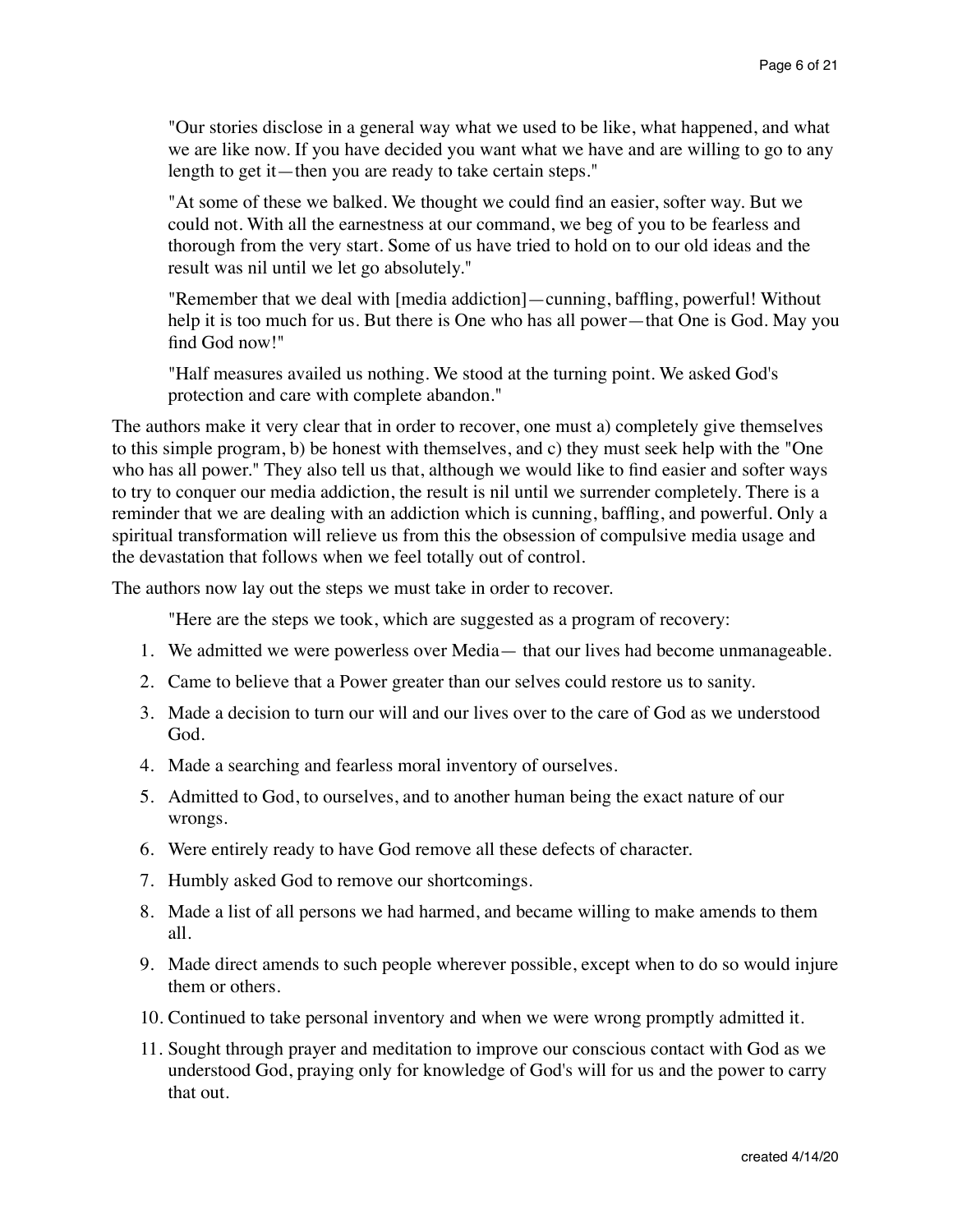> "Our stories disclose in a general way what we used to be like, what happened, and what we are like now. If you have decided you want what we have and are willing to go to any length to get it—then you are ready to take certain steps."
>
> "At some of these we balked. We thought we could find an easier, softer way. But we could not. With all the earnestness at our command, we beg of you to be fearless and thorough from the very start. Some of us have tried to hold on to our old ideas and the result was nil until we let go absolutely."
>
> "Remember that we deal with [media addiction]—cunning, baffling, powerful! Without help it is too much for us. But there is One who has all power—that One is God. May you find God now!"
>
> "Half measures availed us nothing. We stood at the turning point. We asked God's protection and care with complete abandon."

The authors make it very clear that in order to recover, one must a) completely give themselves to this simple program, b) be honest with themselves, and c) they must seek help with the "One who has all power." They also tell us that, although we would like to find easier and softer ways to try to conquer our media addiction, the result is nil until we surrender completely. There is a reminder that we are dealing with an addiction which is cunning, baffling, and powerful. Only a spiritual transformation will relieve us from this the obsession of compulsive media usage and the devastation that follows when we feel totally out of control.

The authors now lay out the steps we must take in order to recover.

> "Here are the steps we took, which are suggested as a program of recovery:

1. We admitted we were powerless over Media— that our lives had become unmanageable.
2. Came to believe that a Power greater than our selves could restore us to sanity.
3. Made a decision to turn our will and our lives over to the care of God as we understood God.
4. Made a searching and fearless moral inventory of ourselves.
5. Admitted to God, to ourselves, and to another human being the exact nature of our wrongs.
6. Were entirely ready to have God remove all these defects of character.
7. Humbly asked God to remove our shortcomings.
8. Made a list of all persons we had harmed, and became willing to make amends to them all.
9. Made direct amends to such people wherever possible, except when to do so would injure them or others.
10. Continued to take personal inventory and when we were wrong promptly admitted it.
11. Sought through prayer and meditation to improve our conscious contact with God as we understood God, praying only for knowledge of God's will for us and the power to carry that out.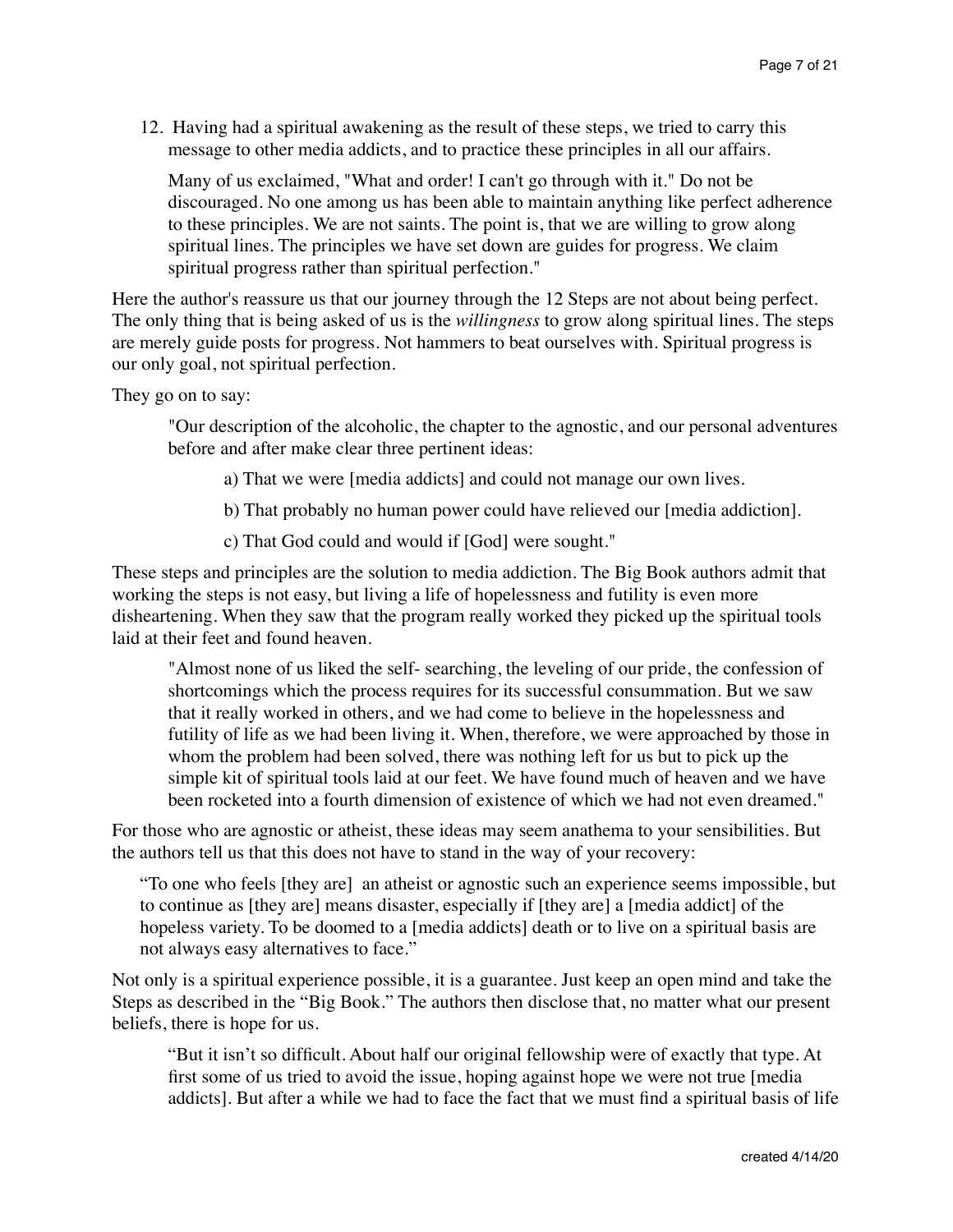12. Having had a spiritual awakening as the result of these steps, we tried to carry this message to other media addicts, and to practice these principles in all our affairs.

    Many of us exclaimed, "What and order! I can't go through with it." Do not be discouraged. No one among us has been able to maintain anything like perfect adherence to these principles. We are not saints. The point is, that we are willing to grow along spiritual lines. The principles we have set down are guides for progress. We claim spiritual progress rather than spiritual perfection."

Here the author's reassure us that our journey through the 12 Steps are not about being perfect. The only thing that is being asked of us is the *willingness* to grow along spiritual lines. The steps are merely guide posts for progress. Not hammers to beat ourselves with. Spiritual progress is our only goal, not spiritual perfection.

They go on to say:

> "Our description of the alcoholic, the chapter to the agnostic, and our personal adventures before and after make clear three pertinent ideas:
>
> a) That we were [media addicts] and could not manage our own lives.
>
> b) That probably no human power could have relieved our [media addiction].
>
> c) That God could and would if [God] were sought."

These steps and principles are the solution to media addiction. The Big Book authors admit that working the steps is not easy, but living a life of hopelessness and futility is even more disheartening. When they saw that the program really worked they picked up the spiritual tools laid at their feet and found heaven.

> "Almost none of us liked the self- searching, the leveling of our pride, the confession of shortcomings which the process requires for its successful consummation. But we saw that it really worked in others, and we had come to believe in the hopelessness and futility of life as we had been living it. When, therefore, we were approached by those in whom the problem had been solved, there was nothing left for us but to pick up the simple kit of spiritual tools laid at our feet. We have found much of heaven and we have been rocketed into a fourth dimension of existence of which we had not even dreamed."

For those who are agnostic or atheist, these ideas may seem anathema to your sensibilities. But the authors tell us that this does not have to stand in the way of your recovery:

> "To one who feels [they are] an atheist or agnostic such an experience seems impossible, but to continue as [they are] means disaster, especially if [they are] a [media addict] of the hopeless variety. To be doomed to a [media addicts] death or to live on a spiritual basis are not always easy alternatives to face."

Not only is a spiritual experience possible, it is a guarantee. Just keep an open mind and take the Steps as described in the "Big Book." The authors then disclose that, no matter what our present beliefs, there is hope for us.

> "But it isn't so difficult. About half our original fellowship were of exactly that type. At first some of us tried to avoid the issue, hoping against hope we were not true [media addicts]. But after a while we had to face the fact that we must find a spiritual basis of life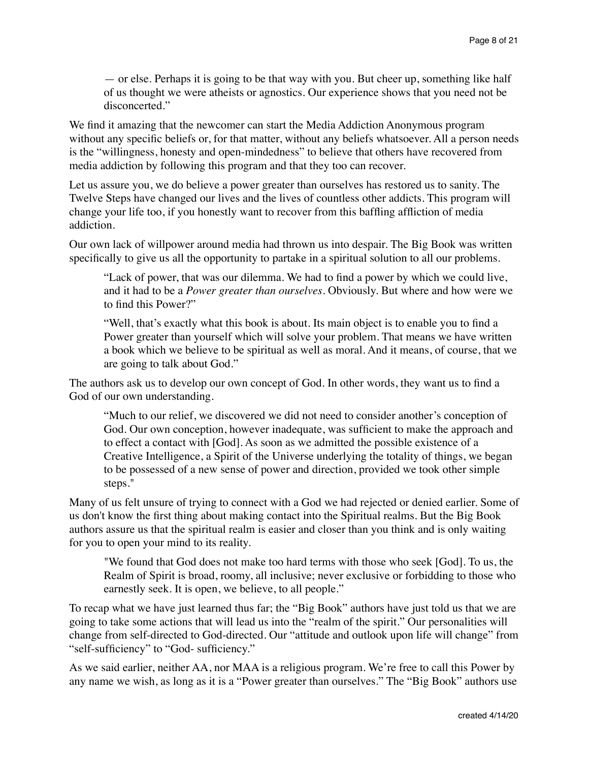> — or else. Perhaps it is going to be that way with you. But cheer up, something like half of us thought we were atheists or agnostics. Our experience shows that you need not be disconcerted."

We find it amazing that the newcomer can start the Media Addiction Anonymous program without any specific beliefs or, for that matter, without any beliefs whatsoever. All a person needs is the "willingness, honesty and open-mindedness" to believe that others have recovered from media addiction by following this program and that they too can recover.

Let us assure you, we do believe a power greater than ourselves has restored us to sanity. The Twelve Steps have changed our lives and the lives of countless other addicts. This program will change your life too, if you honestly want to recover from this baffling affliction of media addiction.

Our own lack of willpower around media had thrown us into despair. The Big Book was written specifically to give us all the opportunity to partake in a spiritual solution to all our problems.

> "Lack of power, that was our dilemma. We had to find a power by which we could live, and it had to be a *Power greater than ourselves*. Obviously. But where and how were we to find this Power?"
>
> "Well, that's exactly what this book is about. Its main object is to enable you to find a Power greater than yourself which will solve your problem. That means we have written a book which we believe to be spiritual as well as moral. And it means, of course, that we are going to talk about God."

The authors ask us to develop our own concept of God. In other words, they want us to find a God of our own understanding.

> "Much to our relief, we discovered we did not need to consider another's conception of God. Our own conception, however inadequate, was sufficient to make the approach and to effect a contact with [God]. As soon as we admitted the possible existence of a Creative Intelligence, a Spirit of the Universe underlying the totality of things, we began to be possessed of a new sense of power and direction, provided we took other simple steps."

Many of us felt unsure of trying to connect with a God we had rejected or denied earlier. Some of us don't know the first thing about making contact into the Spiritual realms. But the Big Book authors assure us that the spiritual realm is easier and closer than you think and is only waiting for you to open your mind to its reality.

> "We found that God does not make too hard terms with those who seek [God]. To us, the Realm of Spirit is broad, roomy, all inclusive; never exclusive or forbidding to those who earnestly seek. It is open, we believe, to all people."

To recap what we have just learned thus far; the "Big Book" authors have just told us that we are going to take some actions that will lead us into the "realm of the spirit." Our personalities will change from self-directed to God-directed. Our "attitude and outlook upon life will change" from "self-sufficiency" to "God- sufficiency."

As we said earlier, neither AA, nor MAA is a religious program. We're free to call this Power by any name we wish, as long as it is a "Power greater than ourselves." The "Big Book" authors use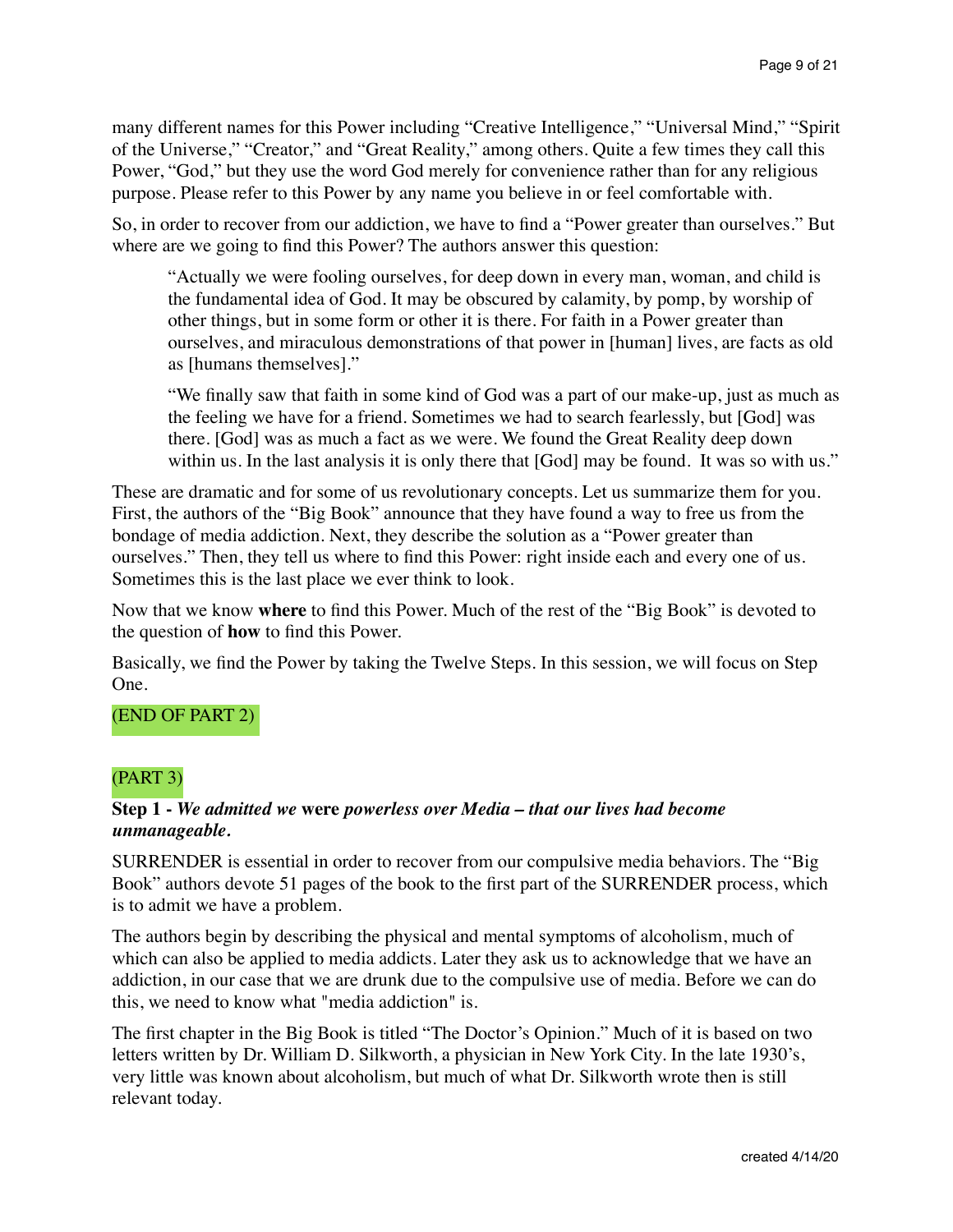many different names for this Power including "Creative Intelligence," "Universal Mind," "Spirit of the Universe," "Creator," and "Great Reality," among others. Quite a few times they call this Power, "God," but they use the word God merely for convenience rather than for any religious purpose. Please refer to this Power by any name you believe in or feel comfortable with.

So, in order to recover from our addiction, we have to find a "Power greater than ourselves." But where are we going to find this Power? The authors answer this question:

> "Actually we were fooling ourselves, for deep down in every man, woman, and child is the fundamental idea of God. It may be obscured by calamity, by pomp, by worship of other things, but in some form or other it is there. For faith in a Power greater than ourselves, and miraculous demonstrations of that power in [human] lives, are facts as old as [humans themselves]."
>
> "We finally saw that faith in some kind of God was a part of our make-up, just as much as the feeling we have for a friend. Sometimes we had to search fearlessly, but [God] was there. [God] was as much a fact as we were. We found the Great Reality deep down within us. In the last analysis it is only there that [God] may be found. It was so with us."

These are dramatic and for some of us revolutionary concepts. Let us summarize them for you. First, the authors of the "Big Book" announce that they have found a way to free us from the bondage of media addiction. Next, they describe the solution as a "Power greater than ourselves." Then, they tell us where to find this Power: right inside each and every one of us. Sometimes this is the last place we ever think to look.

Now that we know **where** to find this Power. Much of the rest of the "Big Book" is devoted to the question of **how** to find this Power.

Basically, we find the Power by taking the Twelve Steps. In this session, we will focus on Step One.

(END OF PART 2)

(PART 3)

**Step 1 -** ***We admitted we* were *powerless over Media – that our lives had become unmanageable.***

SURRENDER is essential in order to recover from our compulsive media behaviors. The "Big Book" authors devote 51 pages of the book to the first part of the SURRENDER process, which is to admit we have a problem.

The authors begin by describing the physical and mental symptoms of alcoholism, much of which can also be applied to media addicts. Later they ask us to acknowledge that we have an addiction, in our case that we are drunk due to the compulsive use of media. Before we can do this, we need to know what "media addiction" is.

The first chapter in the Big Book is titled "The Doctor's Opinion." Much of it is based on two letters written by Dr. William D. Silkworth, a physician in New York City. In the late 1930's, very little was known about alcoholism, but much of what Dr. Silkworth wrote then is still relevant today.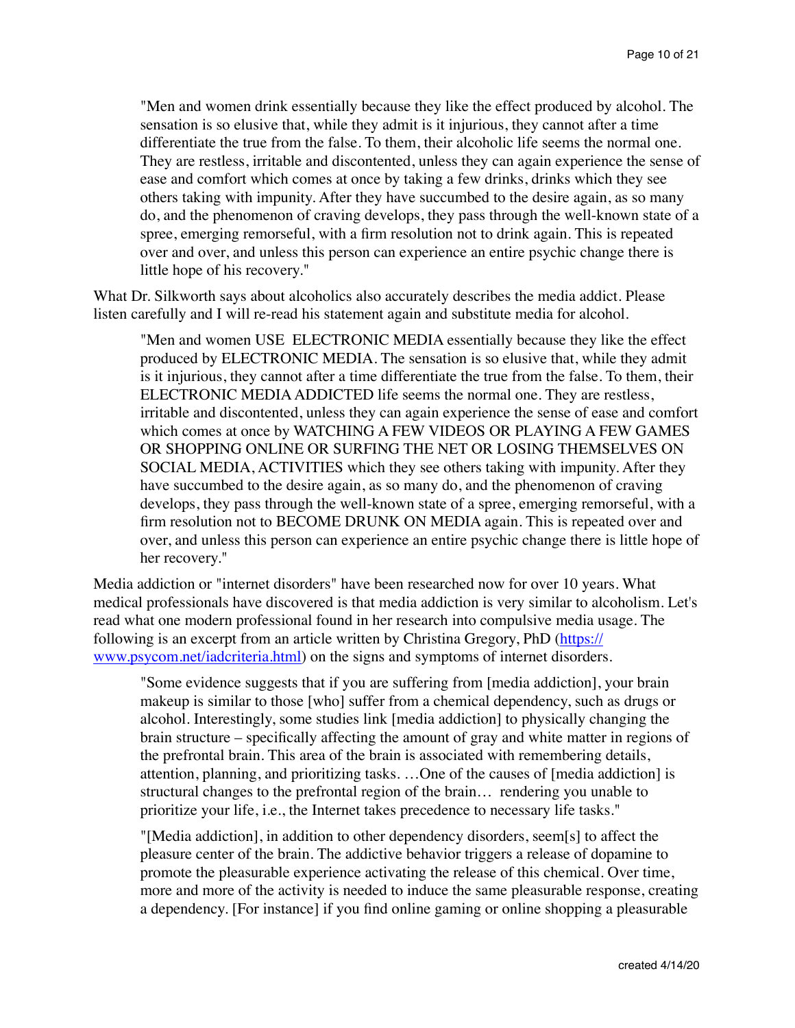> "Men and women drink essentially because they like the effect produced by alcohol. The sensation is so elusive that, while they admit is it injurious, they cannot after a time differentiate the true from the false. To them, their alcoholic life seems the normal one. They are restless, irritable and discontented, unless they can again experience the sense of ease and comfort which comes at once by taking a few drinks, drinks which they see others taking with impunity. After they have succumbed to the desire again, as so many do, and the phenomenon of craving develops, they pass through the well-known state of a spree, emerging remorseful, with a firm resolution not to drink again. This is repeated over and over, and unless this person can experience an entire psychic change there is little hope of his recovery."

What Dr. Silkworth says about alcoholics also accurately describes the media addict. Please listen carefully and I will re-read his statement again and substitute media for alcohol.

> "Men and women USE ELECTRONIC MEDIA essentially because they like the effect produced by ELECTRONIC MEDIA. The sensation is so elusive that, while they admit is it injurious, they cannot after a time differentiate the true from the false. To them, their ELECTRONIC MEDIA ADDICTED life seems the normal one. They are restless, irritable and discontented, unless they can again experience the sense of ease and comfort which comes at once by WATCHING A FEW VIDEOS OR PLAYING A FEW GAMES OR SHOPPING ONLINE OR SURFING THE NET OR LOSING THEMSELVES ON SOCIAL MEDIA, ACTIVITIES which they see others taking with impunity. After they have succumbed to the desire again, as so many do, and the phenomenon of craving develops, they pass through the well-known state of a spree, emerging remorseful, with a firm resolution not to BECOME DRUNK ON MEDIA again. This is repeated over and over, and unless this person can experience an entire psychic change there is little hope of her recovery."

Media addiction or "internet disorders" have been researched now for over 10 years. What medical professionals have discovered is that media addiction is very similar to alcoholism. Let's read what one modern professional found in her research into compulsive media usage. The following is an excerpt from an article written by Christina Gregory, PhD ([https://www.psycom.net/iadcriteria.html](https://www.psycom.net/iadcriteria.html)) on the signs and symptoms of internet disorders.

> "Some evidence suggests that if you are suffering from [media addiction], your brain makeup is similar to those [who] suffer from a chemical dependency, such as drugs or alcohol. Interestingly, some studies link [media addiction] to physically changing the brain structure – specifically affecting the amount of gray and white matter in regions of the prefrontal brain. This area of the brain is associated with remembering details, attention, planning, and prioritizing tasks. …One of the causes of [media addiction] is structural changes to the prefrontal region of the brain… rendering you unable to prioritize your life, i.e., the Internet takes precedence to necessary life tasks."
>
> "[Media addiction], in addition to other dependency disorders, seem[s] to affect the pleasure center of the brain. The addictive behavior triggers a release of dopamine to promote the pleasurable experience activating the release of this chemical. Over time, more and more of the activity is needed to induce the same pleasurable response, creating a dependency. [For instance] if you find online gaming or online shopping a pleasurable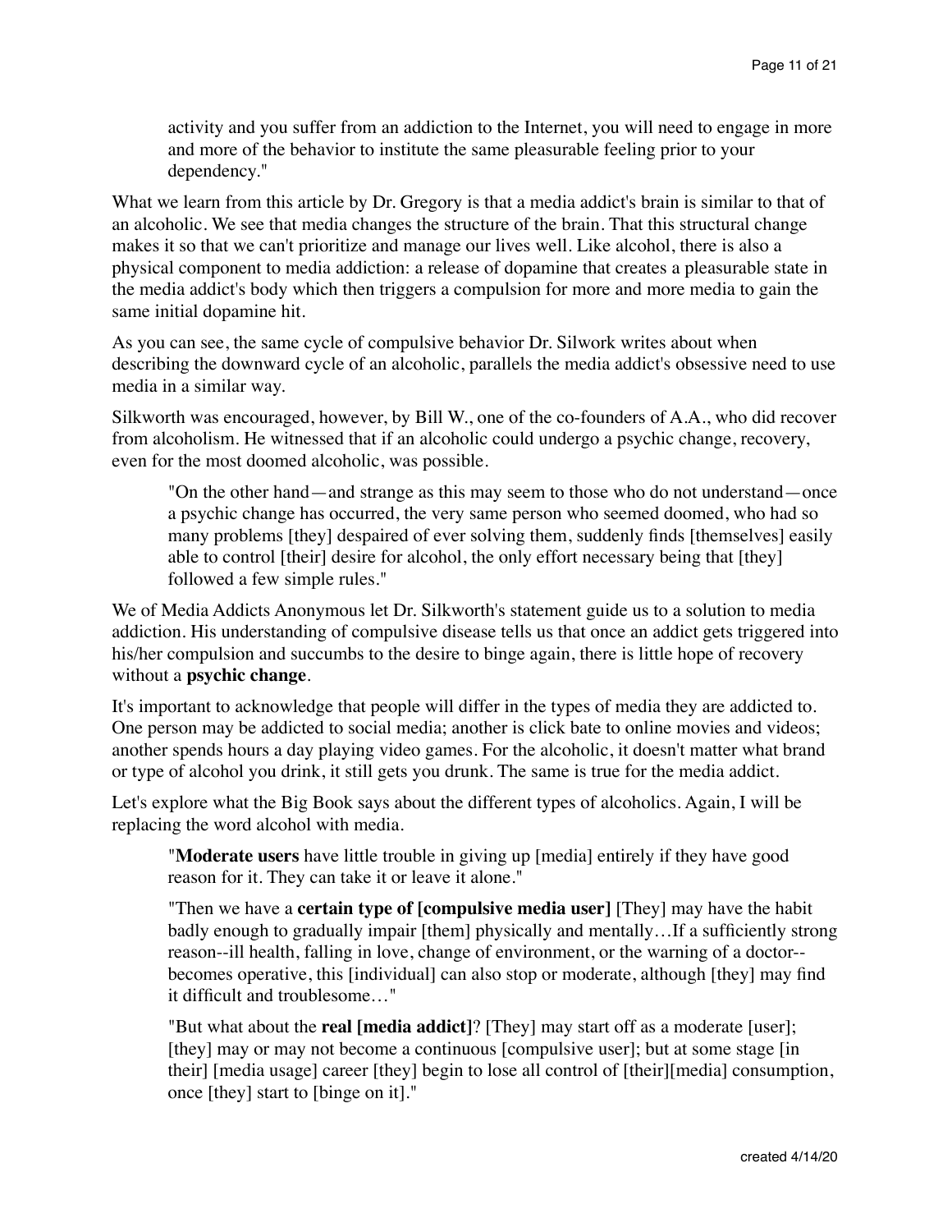> activity and you suffer from an addiction to the Internet, you will need to engage in more and more of the behavior to institute the same pleasurable feeling prior to your dependency."

What we learn from this article by Dr. Gregory is that a media addict's brain is similar to that of an alcoholic. We see that media changes the structure of the brain. That this structural change makes it so that we can't prioritize and manage our lives well. Like alcohol, there is also a physical component to media addiction: a release of dopamine that creates a pleasurable state in the media addict's body which then triggers a compulsion for more and more media to gain the same initial dopamine hit.

As you can see, the same cycle of compulsive behavior Dr. Silwork writes about when describing the downward cycle of an alcoholic, parallels the media addict's obsessive need to use media in a similar way.

Silkworth was encouraged, however, by Bill W., one of the co-founders of A.A., who did recover from alcoholism. He witnessed that if an alcoholic could undergo a psychic change, recovery, even for the most doomed alcoholic, was possible.

> "On the other hand—and strange as this may seem to those who do not understand—once a psychic change has occurred, the very same person who seemed doomed, who had so many problems [they] despaired of ever solving them, suddenly finds [themselves] easily able to control [their] desire for alcohol, the only effort necessary being that [they] followed a few simple rules."

We of Media Addicts Anonymous let Dr. Silkworth's statement guide us to a solution to media addiction. His understanding of compulsive disease tells us that once an addict gets triggered into his/her compulsion and succumbs to the desire to binge again, there is little hope of recovery without a **psychic change**.

It's important to acknowledge that people will differ in the types of media they are addicted to. One person may be addicted to social media; another is click bate to online movies and videos; another spends hours a day playing video games. For the alcoholic, it doesn't matter what brand or type of alcohol you drink, it still gets you drunk. The same is true for the media addict.

Let's explore what the Big Book says about the different types of alcoholics. Again, I will be replacing the word alcohol with media.

> "**Moderate users** have little trouble in giving up [media] entirely if they have good reason for it. They can take it or leave it alone."
>
> "Then we have a **certain type of [compulsive media user]** [They] may have the habit badly enough to gradually impair [them] physically and mentally…If a sufficiently strong reason--ill health, falling in love, change of environment, or the warning of a doctor--becomes operative, this [individual] can also stop or moderate, although [they] may find it difficult and troublesome…"
>
> "But what about the **real [media addict]**? [They] may start off as a moderate [user]; [they] may or may not become a continuous [compulsive user]; but at some stage [in their] [media usage] career [they] begin to lose all control of [their][media] consumption, once [they] start to [binge on it]."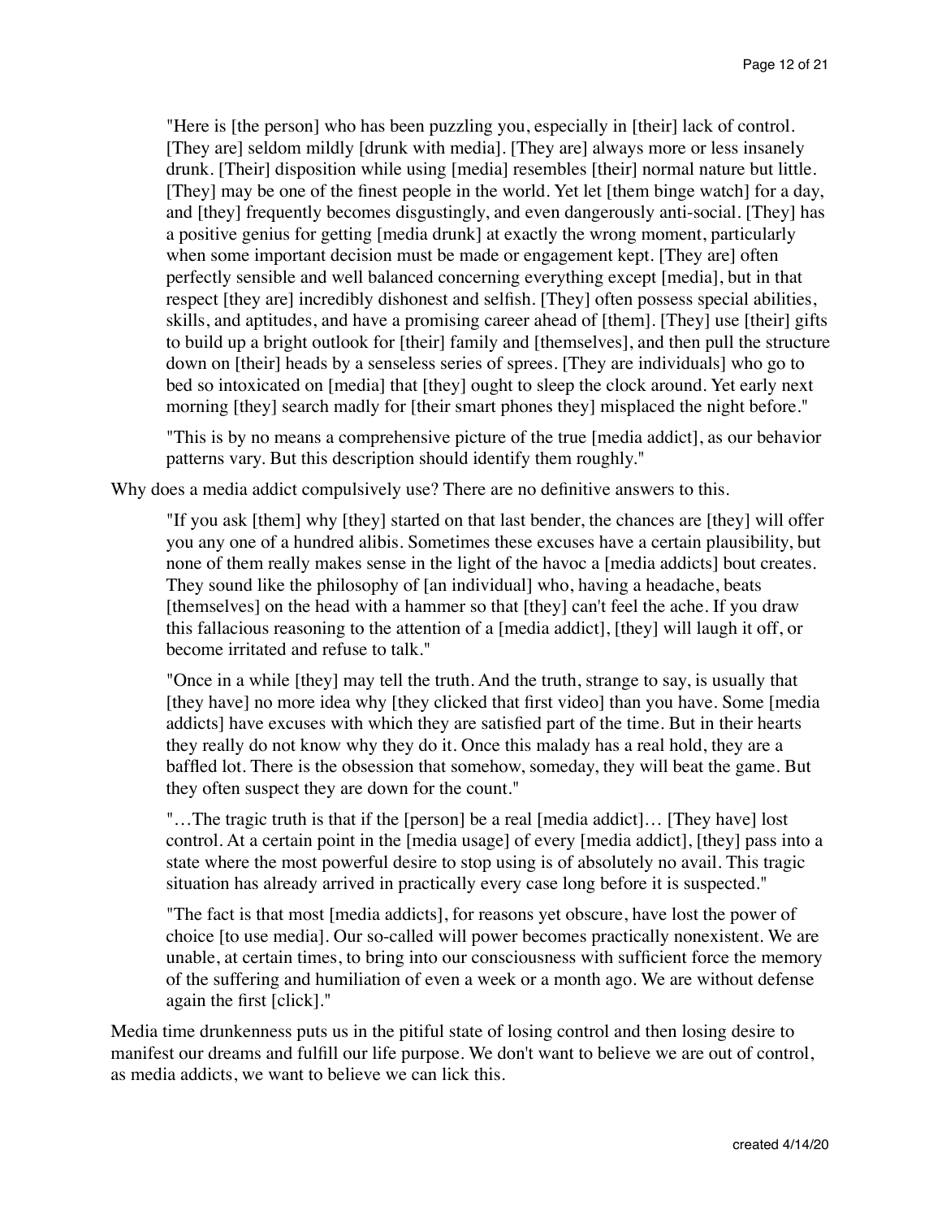> "Here is [the person] who has been puzzling you, especially in [their] lack of control. [They are] seldom mildly [drunk with media]. [They are] always more or less insanely drunk. [Their] disposition while using [media] resembles [their] normal nature but little. [They] may be one of the finest people in the world. Yet let [them binge watch] for a day, and [they] frequently becomes disgustingly, and even dangerously anti-social. [They] has a positive genius for getting [media drunk] at exactly the wrong moment, particularly when some important decision must be made or engagement kept. [They are] often perfectly sensible and well balanced concerning everything except [media], but in that respect [they are] incredibly dishonest and selfish. [They] often possess special abilities, skills, and aptitudes, and have a promising career ahead of [them]. [They] use [their] gifts to build up a bright outlook for [their] family and [themselves], and then pull the structure down on [their] heads by a senseless series of sprees. [They are individuals] who go to bed so intoxicated on [media] that [they] ought to sleep the clock around. Yet early next morning [they] search madly for [their smart phones they] misplaced the night before."
>
> "This is by no means a comprehensive picture of the true [media addict], as our behavior patterns vary. But this description should identify them roughly."

Why does a media addict compulsively use? There are no definitive answers to this.

> "If you ask [them] why [they] started on that last bender, the chances are [they] will offer you any one of a hundred alibis. Sometimes these excuses have a certain plausibility, but none of them really makes sense in the light of the havoc a [media addicts] bout creates. They sound like the philosophy of [an individual] who, having a headache, beats [themselves] on the head with a hammer so that [they] can't feel the ache. If you draw this fallacious reasoning to the attention of a [media addict], [they] will laugh it off, or become irritated and refuse to talk."
>
> "Once in a while [they] may tell the truth. And the truth, strange to say, is usually that [they have] no more idea why [they clicked that first video] than you have. Some [media addicts] have excuses with which they are satisfied part of the time. But in their hearts they really do not know why they do it. Once this malady has a real hold, they are a baffled lot. There is the obsession that somehow, someday, they will beat the game. But they often suspect they are down for the count."
>
> "…The tragic truth is that if the [person] be a real [media addict]… [They have] lost control. At a certain point in the [media usage] of every [media addict], [they] pass into a state where the most powerful desire to stop using is of absolutely no avail. This tragic situation has already arrived in practically every case long before it is suspected."
>
> "The fact is that most [media addicts], for reasons yet obscure, have lost the power of choice [to use media]. Our so-called will power becomes practically nonexistent. We are unable, at certain times, to bring into our consciousness with sufficient force the memory of the suffering and humiliation of even a week or a month ago. We are without defense again the first [click]."

Media time drunkenness puts us in the pitiful state of losing control and then losing desire to manifest our dreams and fulfill our life purpose. We don't want to believe we are out of control, as media addicts, we want to believe we can lick this.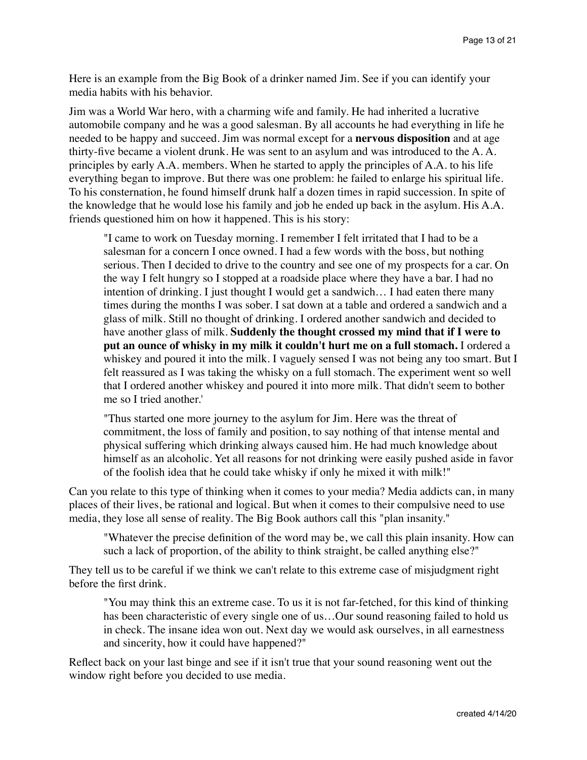Here is an example from the Big Book of a drinker named Jim. See if you can identify your media habits with his behavior.

Jim was a World War hero, with a charming wife and family. He had inherited a lucrative automobile company and he was a good salesman. By all accounts he had everything in life he needed to be happy and succeed. Jim was normal except for a **nervous disposition** and at age thirty-five became a violent drunk. He was sent to an asylum and was introduced to the A. A. principles by early A.A. members. When he started to apply the principles of A.A. to his life everything began to improve. But there was one problem: he failed to enlarge his spiritual life. To his consternation, he found himself drunk half a dozen times in rapid succession. In spite of the knowledge that he would lose his family and job he ended up back in the asylum. His A.A. friends questioned him on how it happened. This is his story:

> "I came to work on Tuesday morning. I remember I felt irritated that I had to be a salesman for a concern I once owned. I had a few words with the boss, but nothing serious. Then I decided to drive to the country and see one of my prospects for a car. On the way I felt hungry so I stopped at a roadside place where they have a bar. I had no intention of drinking. I just thought I would get a sandwich… I had eaten there many times during the months I was sober. I sat down at a table and ordered a sandwich and a glass of milk. Still no thought of drinking. I ordered another sandwich and decided to have another glass of milk. **Suddenly the thought crossed my mind that if I were to put an ounce of whisky in my milk it couldn't hurt me on a full stomach.** I ordered a whiskey and poured it into the milk. I vaguely sensed I was not being any too smart. But I felt reassured as I was taking the whisky on a full stomach. The experiment went so well that I ordered another whiskey and poured it into more milk. That didn't seem to bother me so I tried another.'
>
> "Thus started one more journey to the asylum for Jim. Here was the threat of commitment, the loss of family and position, to say nothing of that intense mental and physical suffering which drinking always caused him. He had much knowledge about himself as an alcoholic. Yet all reasons for not drinking were easily pushed aside in favor of the foolish idea that he could take whisky if only he mixed it with milk!"

Can you relate to this type of thinking when it comes to your media? Media addicts can, in many places of their lives, be rational and logical. But when it comes to their compulsive need to use media, they lose all sense of reality. The Big Book authors call this "plan insanity."

> "Whatever the precise definition of the word may be, we call this plain insanity. How can such a lack of proportion, of the ability to think straight, be called anything else?"

They tell us to be careful if we think we can't relate to this extreme case of misjudgment right before the first drink.

> "You may think this an extreme case. To us it is not far-fetched, for this kind of thinking has been characteristic of every single one of us…Our sound reasoning failed to hold us in check. The insane idea won out. Next day we would ask ourselves, in all earnestness and sincerity, how it could have happened?"

Reflect back on your last binge and see if it isn't true that your sound reasoning went out the window right before you decided to use media.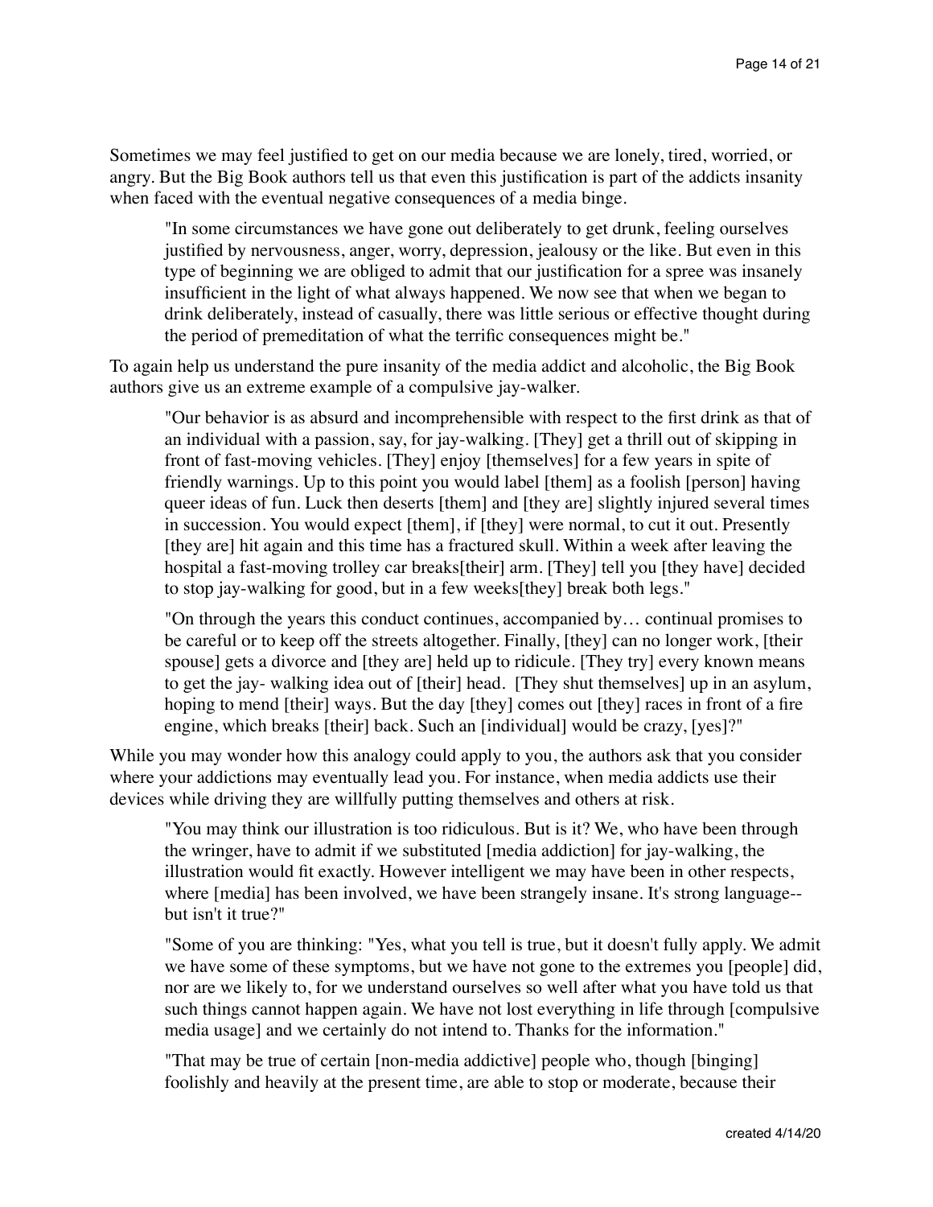Sometimes we may feel justified to get on our media because we are lonely, tired, worried, or angry. But the Big Book authors tell us that even this justification is part of the addicts insanity when faced with the eventual negative consequences of a media binge.

> "In some circumstances we have gone out deliberately to get drunk, feeling ourselves justified by nervousness, anger, worry, depression, jealousy or the like. But even in this type of beginning we are obliged to admit that our justification for a spree was insanely insufficient in the light of what always happened. We now see that when we began to drink deliberately, instead of casually, there was little serious or effective thought during the period of premeditation of what the terrific consequences might be."

To again help us understand the pure insanity of the media addict and alcoholic, the Big Book authors give us an extreme example of a compulsive jay-walker.

> "Our behavior is as absurd and incomprehensible with respect to the first drink as that of an individual with a passion, say, for jay-walking. [They] get a thrill out of skipping in front of fast-moving vehicles. [They] enjoy [themselves] for a few years in spite of friendly warnings. Up to this point you would label [them] as a foolish [person] having queer ideas of fun. Luck then deserts [them] and [they are] slightly injured several times in succession. You would expect [them], if [they] were normal, to cut it out. Presently [they are] hit again and this time has a fractured skull. Within a week after leaving the hospital a fast-moving trolley car breaks[their] arm. [They] tell you [they have] decided to stop jay-walking for good, but in a few weeks[they] break both legs."
>
> "On through the years this conduct continues, accompanied by… continual promises to be careful or to keep off the streets altogether. Finally, [they] can no longer work, [their spouse] gets a divorce and [they are] held up to ridicule. [They try] every known means to get the jay- walking idea out of [their] head. [They shut themselves] up in an asylum, hoping to mend [their] ways. But the day [they] comes out [they] races in front of a fire engine, which breaks [their] back. Such an [individual] would be crazy, [yes]?"

While you may wonder how this analogy could apply to you, the authors ask that you consider where your addictions may eventually lead you. For instance, when media addicts use their devices while driving they are willfully putting themselves and others at risk.

> "You may think our illustration is too ridiculous. But is it? We, who have been through the wringer, have to admit if we substituted [media addiction] for jay-walking, the illustration would fit exactly. However intelligent we may have been in other respects, where [media] has been involved, we have been strangely insane. It's strong language--but isn't it true?"
>
> "Some of you are thinking: "Yes, what you tell is true, but it doesn't fully apply. We admit we have some of these symptoms, but we have not gone to the extremes you [people] did, nor are we likely to, for we understand ourselves so well after what you have told us that such things cannot happen again. We have not lost everything in life through [compulsive media usage] and we certainly do not intend to. Thanks for the information."
>
> "That may be true of certain [non-media addictive] people who, though [binging] foolishly and heavily at the present time, are able to stop or moderate, because their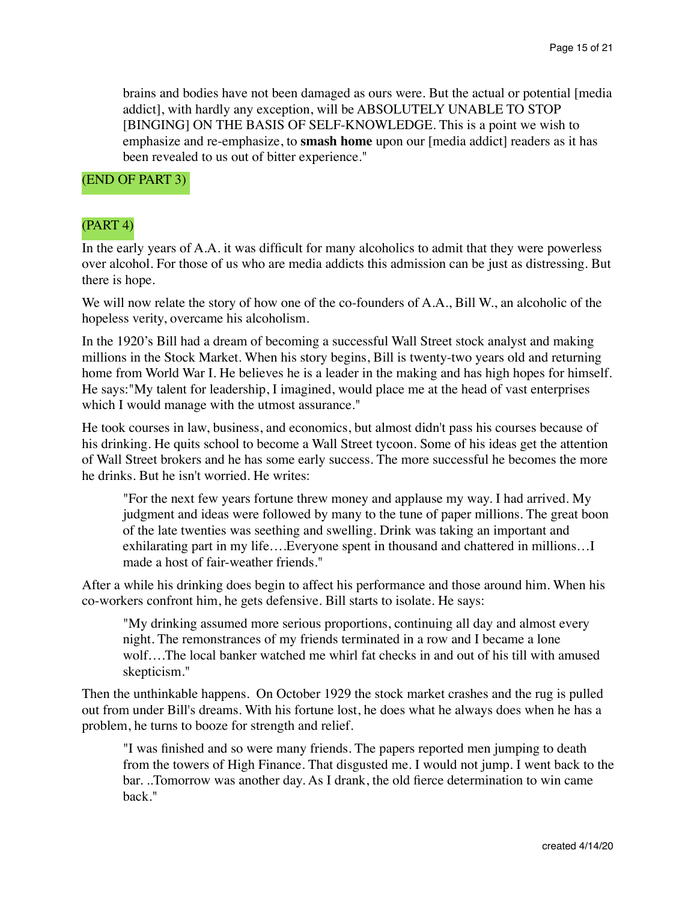> brains and bodies have not been damaged as ours were. But the actual or potential [media addict], with hardly any exception, will be ABSOLUTELY UNABLE TO STOP [BINGING] ON THE BASIS OF SELF-KNOWLEDGE. This is a point we wish to emphasize and re-emphasize, to **smash home** upon our [media addict] readers as it has been revealed to us out of bitter experience."

(END OF PART 3)

(PART 4)

In the early years of A.A. it was difficult for many alcoholics to admit that they were powerless over alcohol. For those of us who are media addicts this admission can be just as distressing. But there is hope.

We will now relate the story of how one of the co-founders of A.A., Bill W., an alcoholic of the hopeless verity, overcame his alcoholism.

In the 1920's Bill had a dream of becoming a successful Wall Street stock analyst and making millions in the Stock Market. When his story begins, Bill is twenty-two years old and returning home from World War I. He believes he is a leader in the making and has high hopes for himself. He says:"My talent for leadership, I imagined, would place me at the head of vast enterprises which I would manage with the utmost assurance."

He took courses in law, business, and economics, but almost didn't pass his courses because of his drinking. He quits school to become a Wall Street tycoon. Some of his ideas get the attention of Wall Street brokers and he has some early success. The more successful he becomes the more he drinks. But he isn't worried. He writes:

> "For the next few years fortune threw money and applause my way. I had arrived. My judgment and ideas were followed by many to the tune of paper millions. The great boon of the late twenties was seething and swelling. Drink was taking an important and exhilarating part in my life….Everyone spent in thousand and chattered in millions…I made a host of fair-weather friends."

After a while his drinking does begin to affect his performance and those around him. When his co-workers confront him, he gets defensive. Bill starts to isolate. He says:

> "My drinking assumed more serious proportions, continuing all day and almost every night. The remonstrances of my friends terminated in a row and I became a lone wolf….The local banker watched me whirl fat checks in and out of his till with amused skepticism."

Then the unthinkable happens. On October 1929 the stock market crashes and the rug is pulled out from under Bill's dreams. With his fortune lost, he does what he always does when he has a problem, he turns to booze for strength and relief.

> "I was finished and so were many friends. The papers reported men jumping to death from the towers of High Finance. That disgusted me. I would not jump. I went back to the bar. ..Tomorrow was another day. As I drank, the old fierce determination to win came back."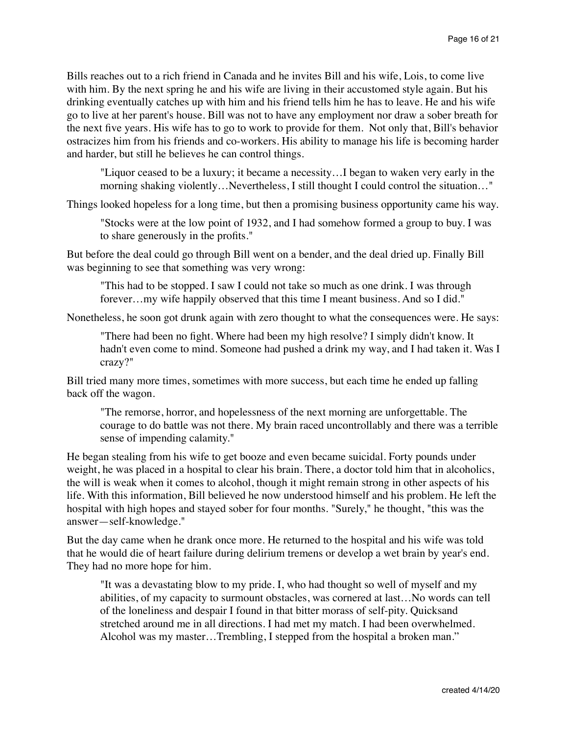Bills reaches out to a rich friend in Canada and he invites Bill and his wife, Lois, to come live with him. By the next spring he and his wife are living in their accustomed style again. But his drinking eventually catches up with him and his friend tells him he has to leave. He and his wife go to live at her parent's house. Bill was not to have any employment nor draw a sober breath for the next five years. His wife has to go to work to provide for them. Not only that, Bill's behavior ostracizes him from his friends and co-workers. His ability to manage his life is becoming harder and harder, but still he believes he can control things.

> "Liquor ceased to be a luxury; it became a necessity…I began to waken very early in the morning shaking violently…Nevertheless, I still thought I could control the situation…"

Things looked hopeless for a long time, but then a promising business opportunity came his way.

> "Stocks were at the low point of 1932, and I had somehow formed a group to buy. I was to share generously in the profits."

But before the deal could go through Bill went on a bender, and the deal dried up. Finally Bill was beginning to see that something was very wrong:

> "This had to be stopped. I saw I could not take so much as one drink. I was through forever…my wife happily observed that this time I meant business. And so I did."

Nonetheless, he soon got drunk again with zero thought to what the consequences were. He says:

> "There had been no fight. Where had been my high resolve? I simply didn't know. It hadn't even come to mind. Someone had pushed a drink my way, and I had taken it. Was I crazy?"

Bill tried many more times, sometimes with more success, but each time he ended up falling back off the wagon.

> "The remorse, horror, and hopelessness of the next morning are unforgettable. The courage to do battle was not there. My brain raced uncontrollably and there was a terrible sense of impending calamity."

He began stealing from his wife to get booze and even became suicidal. Forty pounds under weight, he was placed in a hospital to clear his brain. There, a doctor told him that in alcoholics, the will is weak when it comes to alcohol, though it might remain strong in other aspects of his life. With this information, Bill believed he now understood himself and his problem. He left the hospital with high hopes and stayed sober for four months. "Surely," he thought, "this was the answer—self-knowledge."

But the day came when he drank once more. He returned to the hospital and his wife was told that he would die of heart failure during delirium tremens or develop a wet brain by year's end. They had no more hope for him.

> "It was a devastating blow to my pride. I, who had thought so well of myself and my abilities, of my capacity to surmount obstacles, was cornered at last…No words can tell of the loneliness and despair I found in that bitter morass of self-pity. Quicksand stretched around me in all directions. I had met my match. I had been overwhelmed. Alcohol was my master…Trembling, I stepped from the hospital a broken man."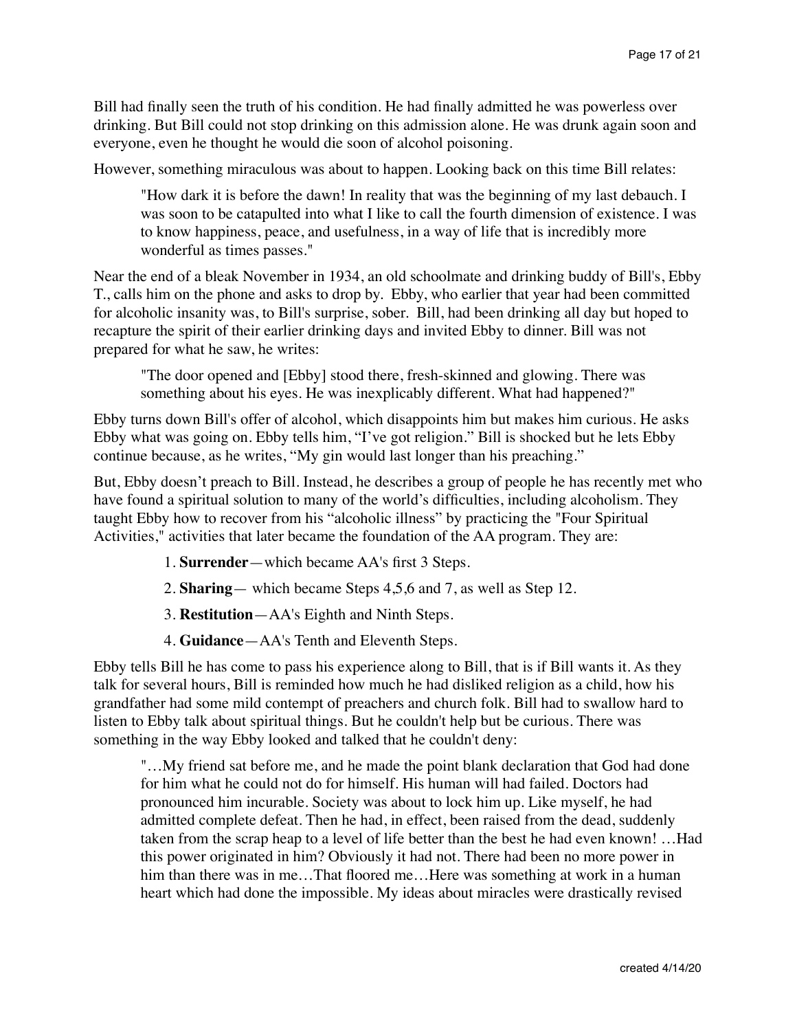Bill had finally seen the truth of his condition. He had finally admitted he was powerless over drinking. But Bill could not stop drinking on this admission alone. He was drunk again soon and everyone, even he thought he would die soon of alcohol poisoning.

However, something miraculous was about to happen. Looking back on this time Bill relates:

> "How dark it is before the dawn! In reality that was the beginning of my last debauch. I was soon to be catapulted into what I like to call the fourth dimension of existence. I was to know happiness, peace, and usefulness, in a way of life that is incredibly more wonderful as times passes."

Near the end of a bleak November in 1934, an old schoolmate and drinking buddy of Bill's, Ebby T., calls him on the phone and asks to drop by. Ebby, who earlier that year had been committed for alcoholic insanity was, to Bill's surprise, sober. Bill, had been drinking all day but hoped to recapture the spirit of their earlier drinking days and invited Ebby to dinner. Bill was not prepared for what he saw, he writes:

> "The door opened and [Ebby] stood there, fresh-skinned and glowing. There was something about his eyes. He was inexplicably different. What had happened?"

Ebby turns down Bill's offer of alcohol, which disappoints him but makes him curious. He asks Ebby what was going on. Ebby tells him, "I've got religion." Bill is shocked but he lets Ebby continue because, as he writes, "My gin would last longer than his preaching."

But, Ebby doesn't preach to Bill. Instead, he describes a group of people he has recently met who have found a spiritual solution to many of the world's difficulties, including alcoholism. They taught Ebby how to recover from his "alcoholic illness" by practicing the "Four Spiritual Activities," activities that later became the foundation of the AA program. They are:

1. **Surrender**—which became AA's first 3 Steps.
2. **Sharing**— which became Steps 4,5,6 and 7, as well as Step 12.
3. **Restitution**—AA's Eighth and Ninth Steps.
4. **Guidance**—AA's Tenth and Eleventh Steps.

Ebby tells Bill he has come to pass his experience along to Bill, that is if Bill wants it. As they talk for several hours, Bill is reminded how much he had disliked religion as a child, how his grandfather had some mild contempt of preachers and church folk. Bill had to swallow hard to listen to Ebby talk about spiritual things. But he couldn't help but be curious. There was something in the way Ebby looked and talked that he couldn't deny:

> "…My friend sat before me, and he made the point blank declaration that God had done for him what he could not do for himself. His human will had failed. Doctors had pronounced him incurable. Society was about to lock him up. Like myself, he had admitted complete defeat. Then he had, in effect, been raised from the dead, suddenly taken from the scrap heap to a level of life better than the best he had even known! …Had this power originated in him? Obviously it had not. There had been no more power in him than there was in me…That floored me…Here was something at work in a human heart which had done the impossible. My ideas about miracles were drastically revised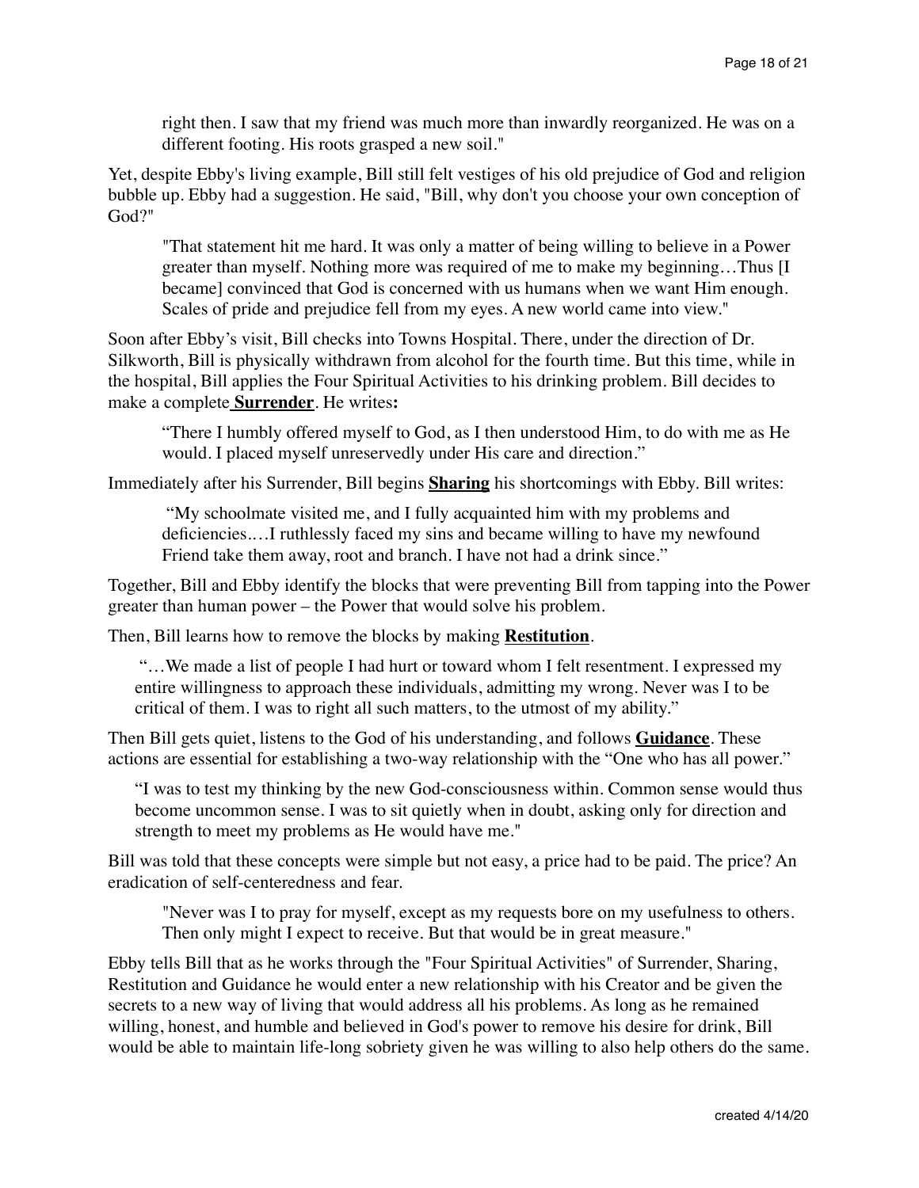> right then. I saw that my friend was much more than inwardly reorganized. He was on a different footing. His roots grasped a new soil."

Yet, despite Ebby's living example, Bill still felt vestiges of his old prejudice of God and religion bubble up. Ebby had a suggestion. He said, "Bill, why don't you choose your own conception of God?"

> "That statement hit me hard. It was only a matter of being willing to believe in a Power greater than myself. Nothing more was required of me to make my beginning…Thus [I became] convinced that God is concerned with us humans when we want Him enough. Scales of pride and prejudice fell from my eyes. A new world came into view."

Soon after Ebby's visit, Bill checks into Towns Hospital. There, under the direction of Dr. Silkworth, Bill is physically withdrawn from alcohol for the fourth time. But this time, while in the hospital, Bill applies the Four Spiritual Activities to his drinking problem. Bill decides to make a complete **Surrender**. He writes**:**

> "There I humbly offered myself to God, as I then understood Him, to do with me as He would. I placed myself unreservedly under His care and direction."

Immediately after his Surrender, Bill begins **Sharing** his shortcomings with Ebby. Bill writes:

> "My schoolmate visited me, and I fully acquainted him with my problems and deficiencies.…I ruthlessly faced my sins and became willing to have my newfound Friend take them away, root and branch. I have not had a drink since."

Together, Bill and Ebby identify the blocks that were preventing Bill from tapping into the Power greater than human power – the Power that would solve his problem.

Then, Bill learns how to remove the blocks by making **Restitution**.

> "…We made a list of people I had hurt or toward whom I felt resentment. I expressed my entire willingness to approach these individuals, admitting my wrong. Never was I to be critical of them. I was to right all such matters, to the utmost of my ability."

Then Bill gets quiet, listens to the God of his understanding, and follows **Guidance**. These actions are essential for establishing a two-way relationship with the "One who has all power."

> "I was to test my thinking by the new God-consciousness within. Common sense would thus become uncommon sense. I was to sit quietly when in doubt, asking only for direction and strength to meet my problems as He would have me."

Bill was told that these concepts were simple but not easy, a price had to be paid. The price? An eradication of self-centeredness and fear.

> "Never was I to pray for myself, except as my requests bore on my usefulness to others. Then only might I expect to receive. But that would be in great measure."

Ebby tells Bill that as he works through the "Four Spiritual Activities" of Surrender, Sharing, Restitution and Guidance he would enter a new relationship with his Creator and be given the secrets to a new way of living that would address all his problems. As long as he remained willing, honest, and humble and believed in God's power to remove his desire for drink, Bill would be able to maintain life-long sobriety given he was willing to also help others do the same.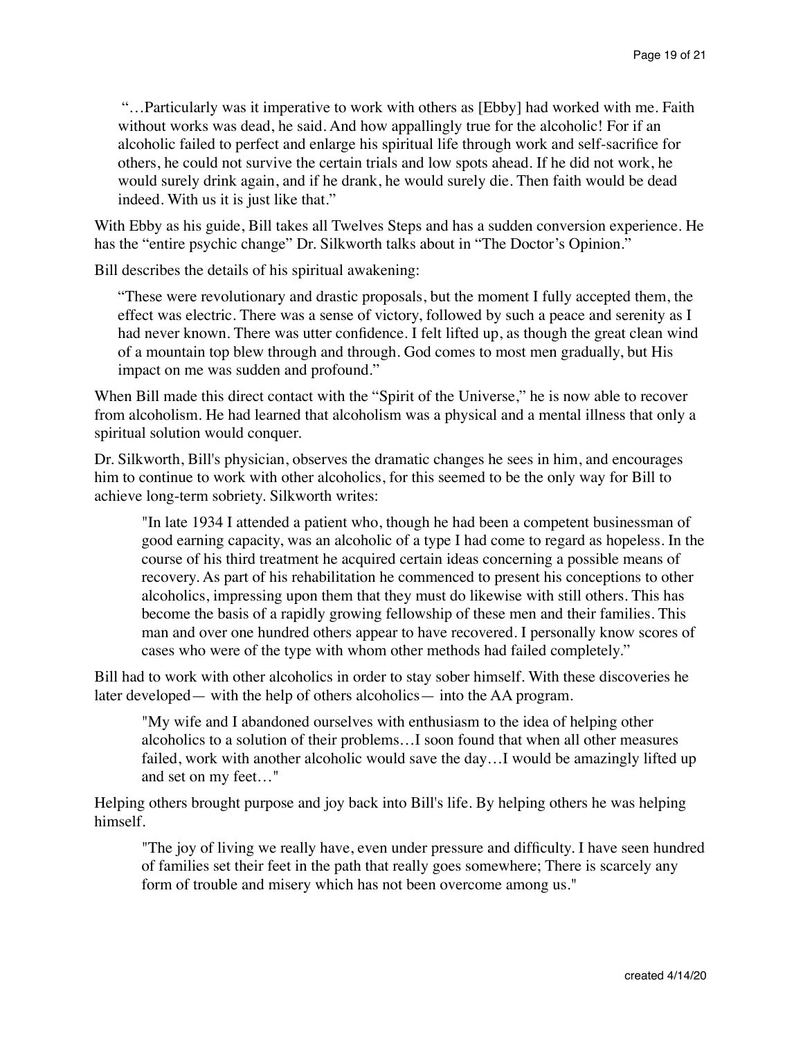> "…Particularly was it imperative to work with others as [Ebby] had worked with me. Faith without works was dead, he said. And how appallingly true for the alcoholic! For if an alcoholic failed to perfect and enlarge his spiritual life through work and self-sacrifice for others, he could not survive the certain trials and low spots ahead. If he did not work, he would surely drink again, and if he drank, he would surely die. Then faith would be dead indeed. With us it is just like that."

With Ebby as his guide, Bill takes all Twelves Steps and has a sudden conversion experience. He has the "entire psychic change" Dr. Silkworth talks about in "The Doctor's Opinion."

Bill describes the details of his spiritual awakening:

> "These were revolutionary and drastic proposals, but the moment I fully accepted them, the effect was electric. There was a sense of victory, followed by such a peace and serenity as I had never known. There was utter confidence. I felt lifted up, as though the great clean wind of a mountain top blew through and through. God comes to most men gradually, but His impact on me was sudden and profound."

When Bill made this direct contact with the "Spirit of the Universe," he is now able to recover from alcoholism. He had learned that alcoholism was a physical and a mental illness that only a spiritual solution would conquer.

Dr. Silkworth, Bill's physician, observes the dramatic changes he sees in him, and encourages him to continue to work with other alcoholics, for this seemed to be the only way for Bill to achieve long-term sobriety. Silkworth writes:

> "In late 1934 I attended a patient who, though he had been a competent businessman of good earning capacity, was an alcoholic of a type I had come to regard as hopeless. In the course of his third treatment he acquired certain ideas concerning a possible means of recovery. As part of his rehabilitation he commenced to present his conceptions to other alcoholics, impressing upon them that they must do likewise with still others. This has become the basis of a rapidly growing fellowship of these men and their families. This man and over one hundred others appear to have recovered. I personally know scores of cases who were of the type with whom other methods had failed completely."

Bill had to work with other alcoholics in order to stay sober himself. With these discoveries he later developed— with the help of others alcoholics— into the AA program.

> "My wife and I abandoned ourselves with enthusiasm to the idea of helping other alcoholics to a solution of their problems…I soon found that when all other measures failed, work with another alcoholic would save the day…I would be amazingly lifted up and set on my feet…"

Helping others brought purpose and joy back into Bill's life. By helping others he was helping himself.

> "The joy of living we really have, even under pressure and difficulty. I have seen hundred of families set their feet in the path that really goes somewhere; There is scarcely any form of trouble and misery which has not been overcome among us."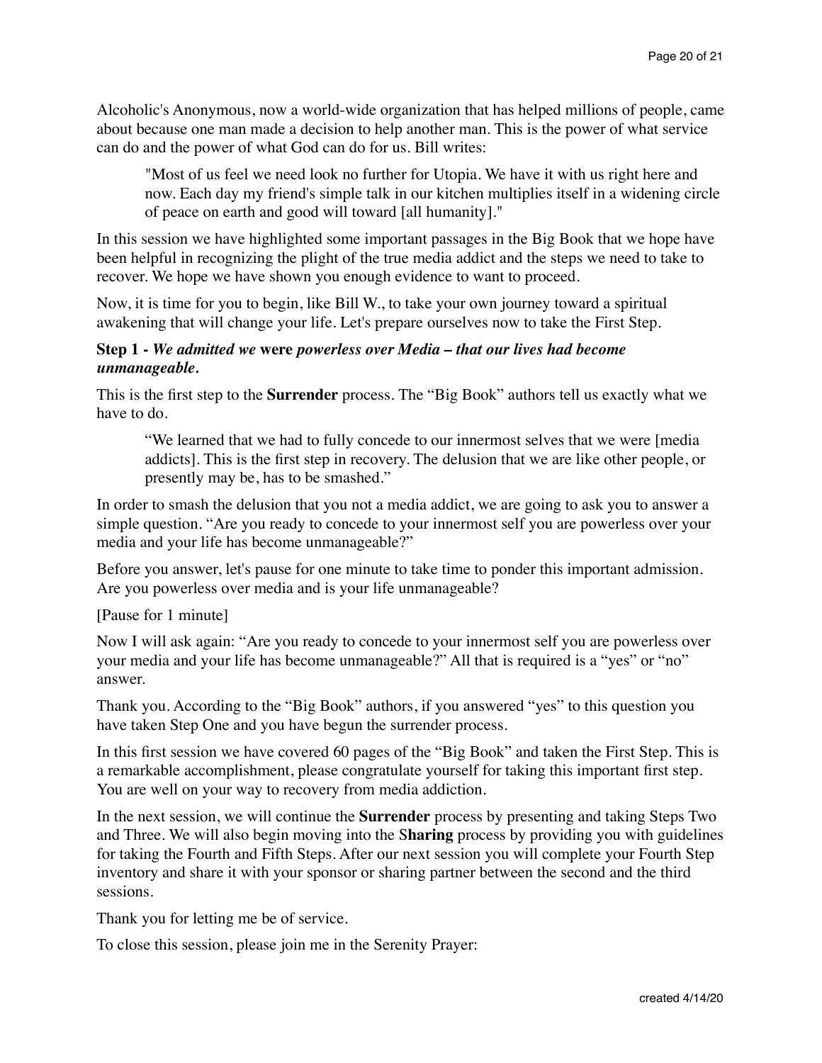Alcoholic's Anonymous, now a world-wide organization that has helped millions of people, came about because one man made a decision to help another man. This is the power of what service can do and the power of what God can do for us. Bill writes:

> "Most of us feel we need look no further for Utopia. We have it with us right here and now. Each day my friend's simple talk in our kitchen multiplies itself in a widening circle of peace on earth and good will toward [all humanity]."

In this session we have highlighted some important passages in the Big Book that we hope have been helpful in recognizing the plight of the true media addict and the steps we need to take to recover. We hope we have shown you enough evidence to want to proceed.

Now, it is time for you to begin, like Bill W., to take your own journey toward a spiritual awakening that will change your life. Let's prepare ourselves now to take the First Step.

**Step 1 -** ***We admitted we* were *powerless over Media – that our lives had become unmanageable.***

This is the first step to the **Surrender** process. The "Big Book" authors tell us exactly what we have to do.

> "We learned that we had to fully concede to our innermost selves that we were [media addicts]. This is the first step in recovery. The delusion that we are like other people, or presently may be, has to be smashed."

In order to smash the delusion that you not a media addict, we are going to ask you to answer a simple question. "Are you ready to concede to your innermost self you are powerless over your media and your life has become unmanageable?"

Before you answer, let's pause for one minute to take time to ponder this important admission. Are you powerless over media and is your life unmanageable?

[Pause for 1 minute]

Now I will ask again: "Are you ready to concede to your innermost self you are powerless over your media and your life has become unmanageable?" All that is required is a "yes" or "no" answer.

Thank you. According to the "Big Book" authors, if you answered "yes" to this question you have taken Step One and you have begun the surrender process.

In this first session we have covered 60 pages of the "Big Book" and taken the First Step. This is a remarkable accomplishment, please congratulate yourself for taking this important first step. You are well on your way to recovery from media addiction.

In the next session, we will continue the **Surrender** process by presenting and taking Steps Two and Three. We will also begin moving into the S**haring** process by providing you with guidelines for taking the Fourth and Fifth Steps. After our next session you will complete your Fourth Step inventory and share it with your sponsor or sharing partner between the second and the third sessions.

Thank you for letting me be of service.

To close this session, please join me in the Serenity Prayer: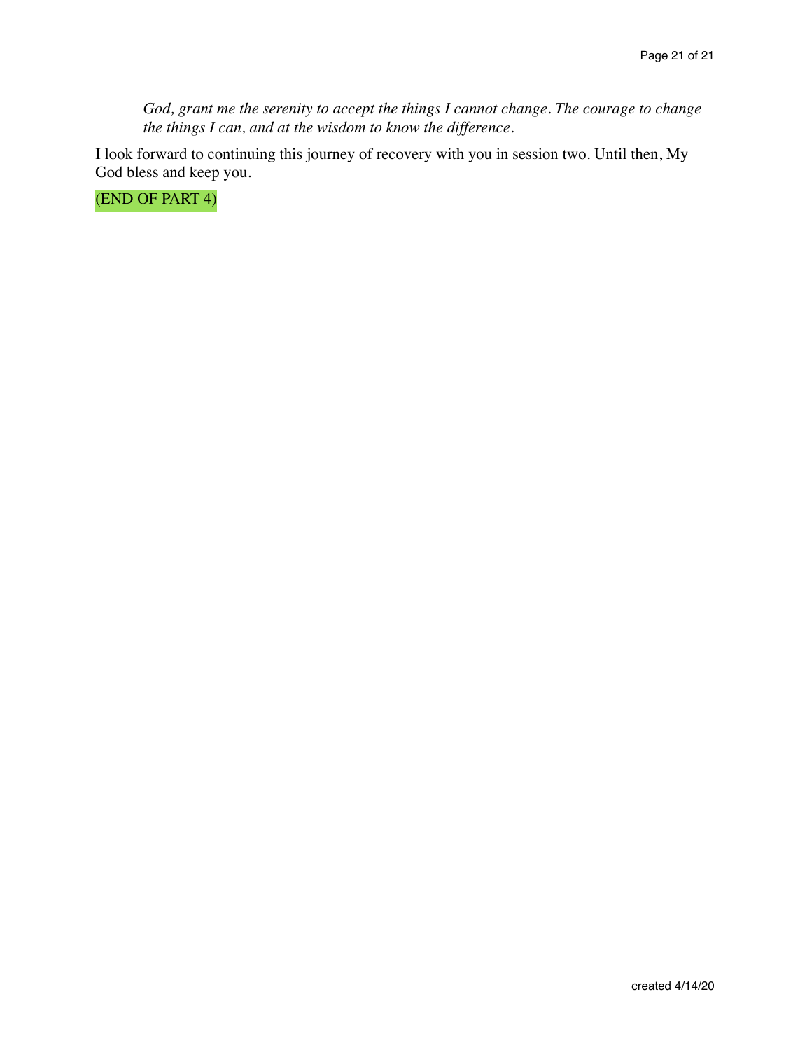> *God, grant me the serenity to accept the things I cannot change. The courage to change the things I can, and at the wisdom to know the difference.*

I look forward to continuing this journey of recovery with you in session two. Until then, My God bless and keep you.

(END OF PART 4)

created 4/14/20